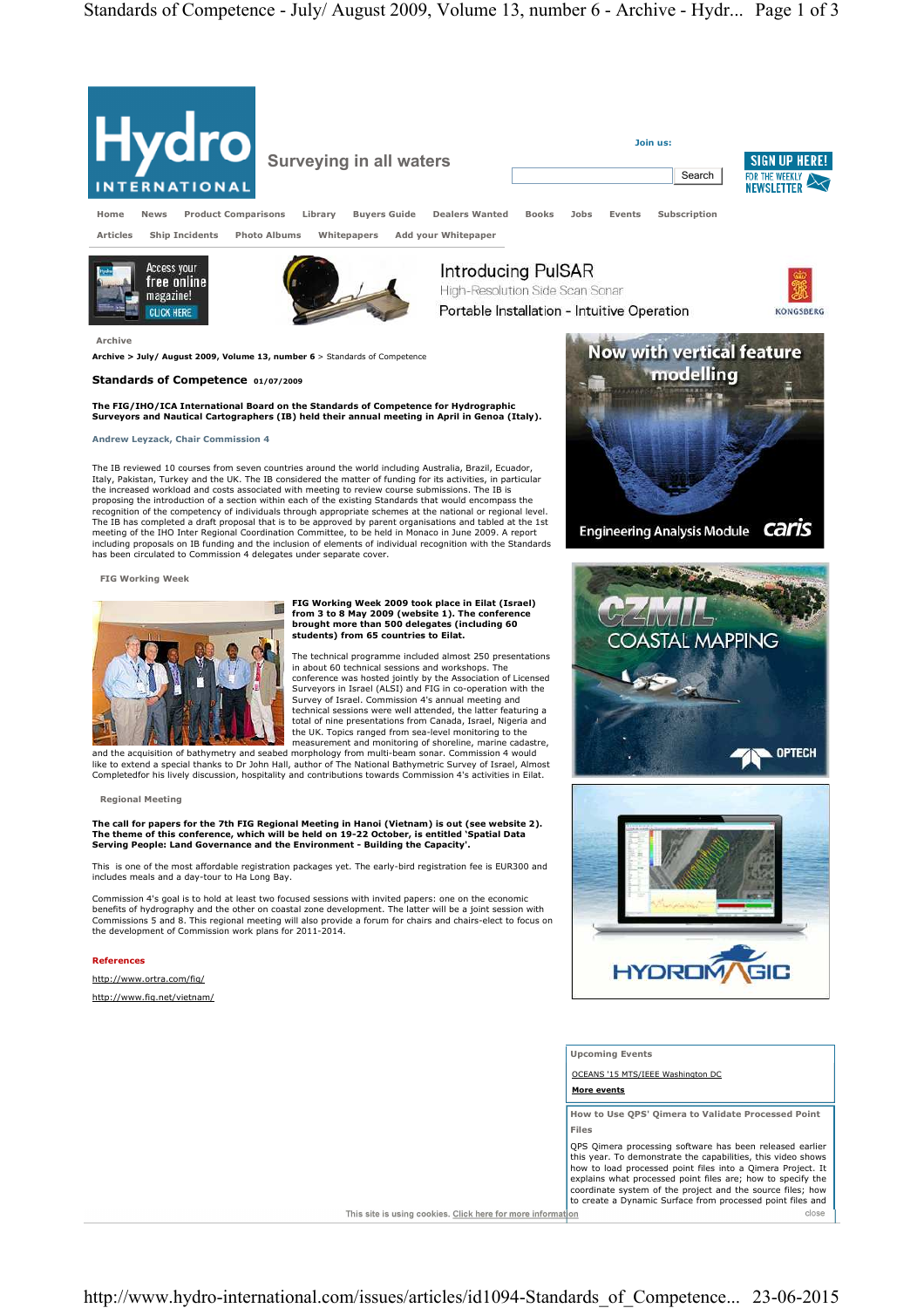Archive > July/ August 2009, Volume 13, number 6 > Standards of Competence

# Standards of Competence 01/07/2009

**The FIG/IHO/ICA International Board on the Standards of Competence for Hydrographic Surveyors and Nautical Cartographers (IB) held their annual meeting in April in Genoa (Italy).**

Andrew Leyzack, Chair Commission 4

The IB reviewed 10 courses from seven countries around the world including Australia, Brazil, Ecuador, Italy, Pakistan, Turkey and the UK. The IB considered the matter of funding for its activities, in particular the increased workload and costs associated with meeting to review course submissions. The IB is proposing the introduction of a section within each of the existing Standards that would encompass the recognition of the competency of individuals through appropriate schemes at the national or regional level. The IB has completed a draft proposal that is to be approved by parent organisations and tabled at the 1st meeting of the IHO Inter Regional Coordination Committee, to be held in Monaco in June 2009. A report including proposals on IB funding and the inclusion of elements of individual recognition with the Standards has been circulated to Commission 4 delegates under separate cover.

## FIG Working Week

**FIG Working Week 2009 took place in Eilat (Israel) from 3 to 8 May 2009 (website 1). The conference brought more than 500 delegates (including 60 students) from 65 countries to Eilat.**

The technical programme included almost 250 presentations in about 60 technical sessions and workshops. The conference was hosted jointly by the Association of Licensed Surveyors in Israel (ALSI) and FIG in co-operation with the Survey of Israel. Commission 4's annual meeting and technical sessions were well attended, the latter featuring a total of nine presentations from Canada, Israel, Nigeria and the UK. Topics ranged from sea-level monitoring to the measurement and monitoring of shoreline, marine cadastre, and the acquisition of bathymetry and seabed morphology from multi-beam sonar. Commission 4 would like to extend a special thanks to Dr John Hall, author of The National Bathymetric Survey of Israel, Almost Completedfor his lively discussion, hospitality and contributions towards Commission 4's activities in Eilat.

## Regional Meeting

**The call for papers for the 7th FIG Regional Meeting in Hanoi (Vietnam) is out (see website 2). The theme of this conference, which will be held on 19-22 October, is entitled 'Spatial Data Serving People: Land Governance and the Environment - Building the Capacity'.**

This is one of the most affordable registration packages yet. The early-bird registration fee is EUR300 and includes meals and a day-tour to Ha Long Bay.

Commission 4's goal is to hold at least two focused sessions with invited papers: one on the economic benefits of hydrography and the other on coastal zone development. The latter will be a joint session with Commissions 5 and 8. This regional meeting will also provide a forum for chairs and chairs-elect to focus on the development of Commission work plans for 2011-2014.

## References

http://www.ortra.com/fig/

http://www.fig.net/vietnam/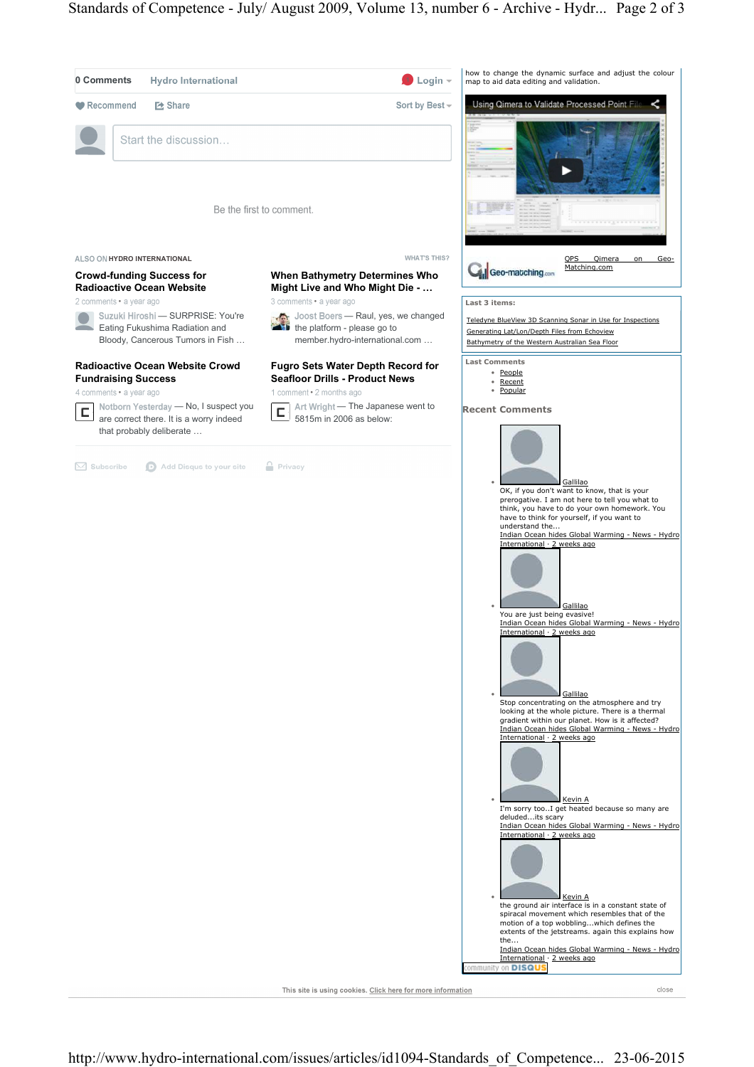0 Comments Hydro International Login

Recommend Share Sort by Best

Start the discussion...

Be the first to comment.

ALSO ON HYDRO INTERNATIONAL WHAT'S THIS?

**Crowd-funding Success for Radioactive Ocean Website**

2 comments • a year ago

Suzuki Hiroshi — SURPRISE: You're Eating Fukushima Radiation and Bloody, Cancerous Tumors in Fish …

**When Bathymetry Determines Who Might Live and Who Might Die - …**

3 comments • a year ago

Joost Boers — Raul, yes, we changed the platform - please go to member.hydro-international.com …

**Radioactive Ocean Website Crowd Fundraising Success**

4 comments • a year ago

Notborn Yesterday — No, I suspect you are correct there. It is a worry indeed that probably deliberate …

**Fugro Sets Water Depth Record for Seafloor Drills - Product News**

1 comment • 2 months ago

Art Wright — The Japanese went to 5815m in 2006 as below:

Subscribe Add Disqus to your site Privacy

how to change the dynamic surface and adjust the colour map to aid data editing and validation.

Using Qimera to Validate Processed Point File...

QPS Qimera on Geo-Matching.com

**Last 3 items:**

- Teledyne BlueView 3D Scanning Sonar in Use for Inspections
- Generating Lat/Lon/Depth Files from Echoview
- Bathymetry of the Western Australian Sea Floor

**Last Comments**

- People
- Recent
- Popular

**Recent Comments**

- Gallilao
  OK, if you don't want to know, that is your prerogative. I am not here to tell you what to think, you have to do your own homework. You have to think for yourself, if you want to understand the...
  Indian Ocean hides Global Warming - News - Hydro International · 2 weeks ago
- Gallilao
  You are just being evasive!
  Indian Ocean hides Global Warming - News - Hydro International · 2 weeks ago
- Gallilao
  Stop concentrating on the atmosphere and try looking at the whole picture. There is a thermal gradient within our planet. How is it affected?
  Indian Ocean hides Global Warming - News - Hydro International · 2 weeks ago
- Kevin A
  I'm sorry too..I get heated because so many are deluded...its scary
  Indian Ocean hides Global Warming - News - Hydro International · 2 weeks ago
- Kevin A
  the ground air interface is in a constant state of spiracal movement which resembles that of the motion of a top wobbling...which defines the extents of the jetstreams. again this explains how the...
  Indian Ocean hides Global Warming - News - Hydro International · 2 weeks ago

community on DISQUS

This site is using cookies. Click here for more information close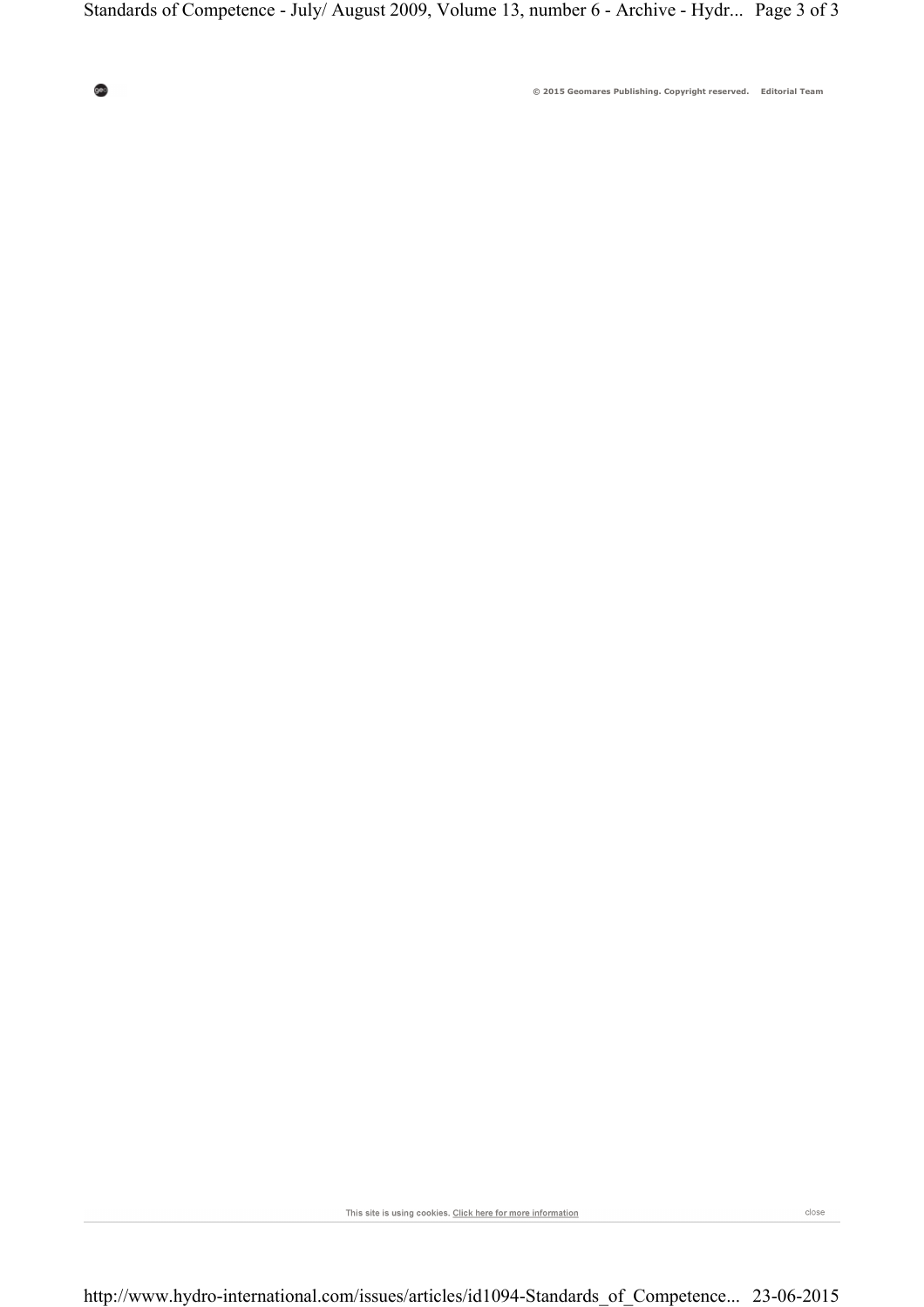© 2015 Geomares Publishing. Copyright reserved. Editorial Team

This site is using cookies. Click here for more information

close